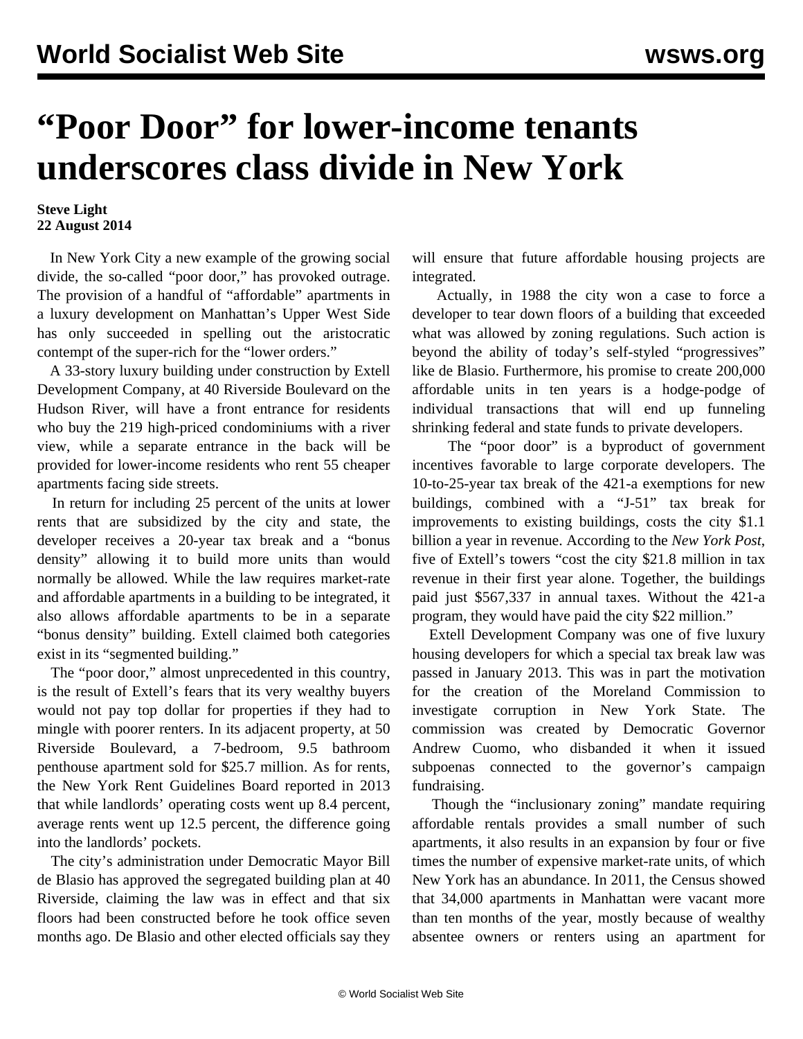# "Poor Door" for lower-income tenants underscores class divide in New York

**Steve Light**
**22 August 2014**

In New York City a new example of the growing social divide, the so-called "poor door," has provoked outrage. The provision of a handful of "affordable" apartments in a luxury development on Manhattan's Upper West Side has only succeeded in spelling out the aristocratic contempt of the super-rich for the "lower orders."

A 33-story luxury building under construction by Extell Development Company, at 40 Riverside Boulevard on the Hudson River, will have a front entrance for residents who buy the 219 high-priced condominiums with a river view, while a separate entrance in the back will be provided for lower-income residents who rent 55 cheaper apartments facing side streets.

In return for including 25 percent of the units at lower rents that are subsidized by the city and state, the developer receives a 20-year tax break and a "bonus density" allowing it to build more units than would normally be allowed. While the law requires market-rate and affordable apartments in a building to be integrated, it also allows affordable apartments to be in a separate "bonus density" building. Extell claimed both categories exist in its "segmented building."

The "poor door," almost unprecedented in this country, is the result of Extell's fears that its very wealthy buyers would not pay top dollar for properties if they had to mingle with poorer renters. In its adjacent property, at 50 Riverside Boulevard, a 7-bedroom, 9.5 bathroom penthouse apartment sold for $25.7 million. As for rents, the New York Rent Guidelines Board reported in 2013 that while landlords' operating costs went up 8.4 percent, average rents went up 12.5 percent, the difference going into the landlords' pockets.

The city's administration under Democratic Mayor Bill de Blasio has approved the segregated building plan at 40 Riverside, claiming the law was in effect and that six floors had been constructed before he took office seven months ago. De Blasio and other elected officials say they will ensure that future affordable housing projects are integrated.

Actually, in 1988 the city won a case to force a developer to tear down floors of a building that exceeded what was allowed by zoning regulations. Such action is beyond the ability of today's self-styled "progressives" like de Blasio. Furthermore, his promise to create 200,000 affordable units in ten years is a hodge-podge of individual transactions that will end up funneling shrinking federal and state funds to private developers.

The "poor door" is a byproduct of government incentives favorable to large corporate developers. The 10-to-25-year tax break of the 421-a exemptions for new buildings, combined with a "J-51" tax break for improvements to existing buildings, costs the city $1.1 billion a year in revenue. According to the *New York Post*, five of Extell's towers "cost the city $21.8 million in tax revenue in their first year alone. Together, the buildings paid just $567,337 in annual taxes. Without the 421-a program, they would have paid the city $22 million."

Extell Development Company was one of five luxury housing developers for which a special tax break law was passed in January 2013. This was in part the motivation for the creation of the Moreland Commission to investigate corruption in New York State. The commission was created by Democratic Governor Andrew Cuomo, who disbanded it when it issued subpoenas connected to the governor's campaign fundraising.

Though the "inclusionary zoning" mandate requiring affordable rentals provides a small number of such apartments, it also results in an expansion by four or five times the number of expensive market-rate units, of which New York has an abundance. In 2011, the Census showed that 34,000 apartments in Manhattan were vacant more than ten months of the year, mostly because of wealthy absentee owners or renters using an apartment for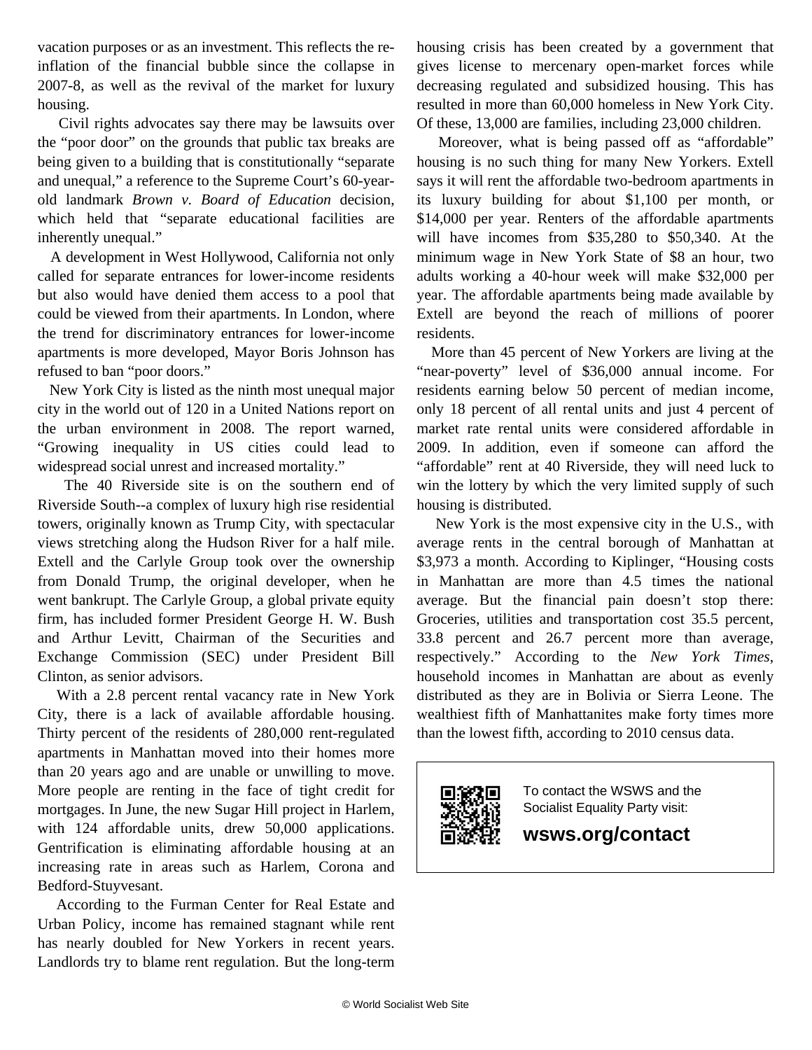vacation purposes or as an investment. This reflects the re-inflation of the financial bubble since the collapse in 2007-8, as well as the revival of the market for luxury housing.

Civil rights advocates say there may be lawsuits over the "poor door" on the grounds that public tax breaks are being given to a building that is constitutionally "separate and unequal," a reference to the Supreme Court's 60-year-old landmark *Brown v. Board of Education* decision, which held that "separate educational facilities are inherently unequal."

A development in West Hollywood, California not only called for separate entrances for lower-income residents but also would have denied them access to a pool that could be viewed from their apartments. In London, where the trend for discriminatory entrances for lower-income apartments is more developed, Mayor Boris Johnson has refused to ban "poor doors."

New York City is listed as the ninth most unequal major city in the world out of 120 in a United Nations report on the urban environment in 2008. The report warned, "Growing inequality in US cities could lead to widespread social unrest and increased mortality."

The 40 Riverside site is on the southern end of Riverside South--a complex of luxury high rise residential towers, originally known as Trump City, with spectacular views stretching along the Hudson River for a half mile. Extell and the Carlyle Group took over the ownership from Donald Trump, the original developer, when he went bankrupt. The Carlyle Group, a global private equity firm, has included former President George H. W. Bush and Arthur Levitt, Chairman of the Securities and Exchange Commission (SEC) under President Bill Clinton, as senior advisors.

With a 2.8 percent rental vacancy rate in New York City, there is a lack of available affordable housing. Thirty percent of the residents of 280,000 rent-regulated apartments in Manhattan moved into their homes more than 20 years ago and are unable or unwilling to move. More people are renting in the face of tight credit for mortgages. In June, the new Sugar Hill project in Harlem, with 124 affordable units, drew 50,000 applications. Gentrification is eliminating affordable housing at an increasing rate in areas such as Harlem, Corona and Bedford-Stuyvesant.

According to the Furman Center for Real Estate and Urban Policy, income has remained stagnant while rent has nearly doubled for New Yorkers in recent years. Landlords try to blame rent regulation. But the long-term housing crisis has been created by a government that gives license to mercenary open-market forces while decreasing regulated and subsidized housing. This has resulted in more than 60,000 homeless in New York City. Of these, 13,000 are families, including 23,000 children.

Moreover, what is being passed off as "affordable" housing is no such thing for many New Yorkers. Extell says it will rent the affordable two-bedroom apartments in its luxury building for about $1,100 per month, or $14,000 per year. Renters of the affordable apartments will have incomes from $35,280 to $50,340. At the minimum wage in New York State of $8 an hour, two adults working a 40-hour week will make $32,000 per year. The affordable apartments being made available by Extell are beyond the reach of millions of poorer residents.

More than 45 percent of New Yorkers are living at the "near-poverty" level of $36,000 annual income. For residents earning below 50 percent of median income, only 18 percent of all rental units and just 4 percent of market rate rental units were considered affordable in 2009. In addition, even if someone can afford the "affordable" rent at 40 Riverside, they will need luck to win the lottery by which the very limited supply of such housing is distributed.

New York is the most expensive city in the U.S., with average rents in the central borough of Manhattan at $3,973 a month. According to Kiplinger, "Housing costs in Manhattan are more than 4.5 times the national average. But the financial pain doesn't stop there: Groceries, utilities and transportation cost 35.5 percent, 33.8 percent and 26.7 percent more than average, respectively." According to the *New York Times*, household incomes in Manhattan are about as evenly distributed as they are in Bolivia or Sierra Leone. The wealthiest fifth of Manhattanites make forty times more than the lowest fifth, according to 2010 census data.

To contact the WSWS and the Socialist Equality Party visit:

**wsws.org/contact**